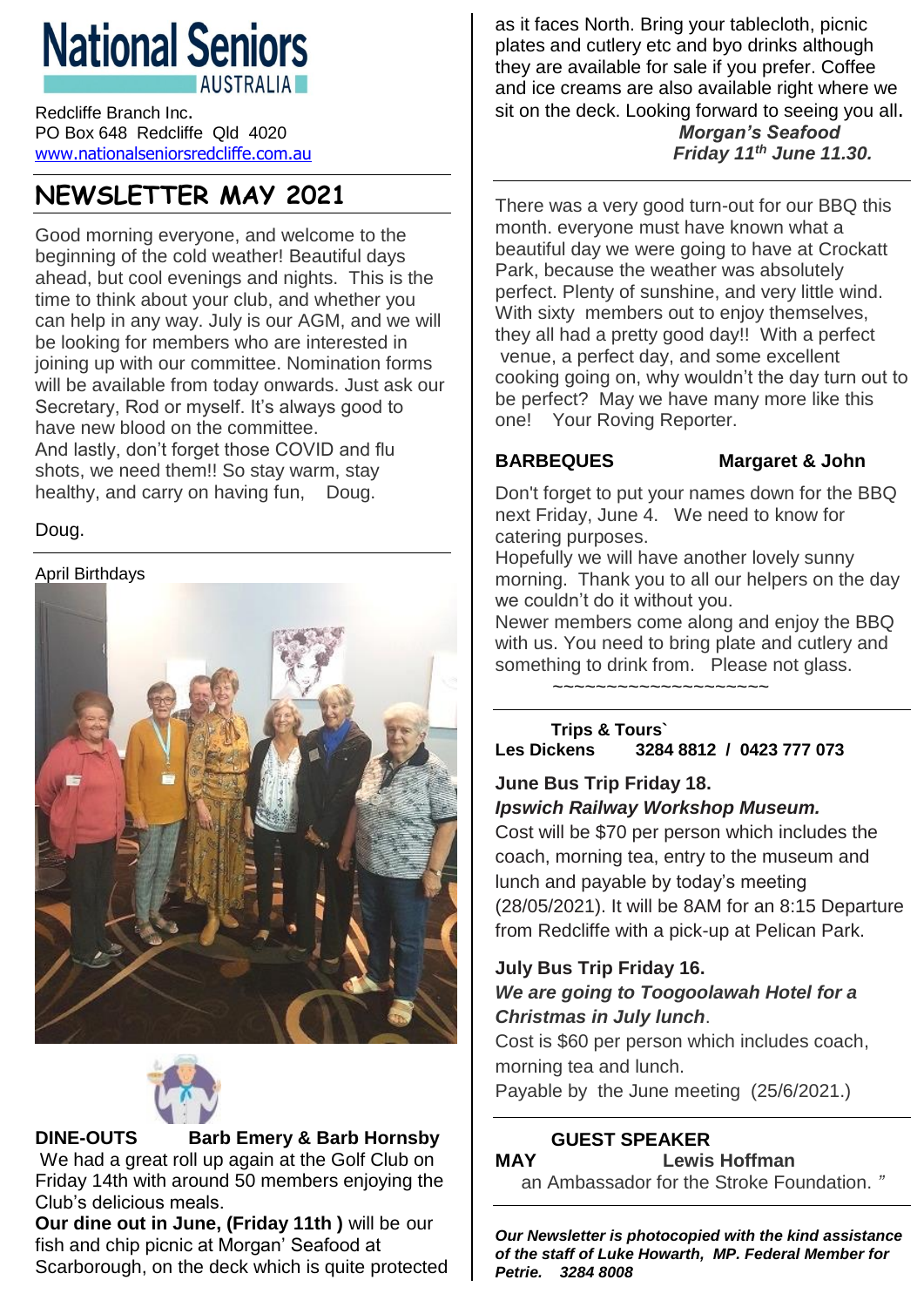# National Seniors AUSTRALIA

Redcliffe Branch Inc.
PO Box 648 Redcliffe Qld 4020
www.nationalseniorsredcliffe.com.au

## NEWSLETTER MAY 2021

Good morning everyone, and welcome to the beginning of the cold weather! Beautiful days ahead, but cool evenings and nights. This is the time to think about your club, and whether you can help in any way. July is our AGM, and we will be looking for members who are interested in joining up with our committee. Nomination forms will be available from today onwards. Just ask our Secretary, Rod or myself. It's always good to have new blood on the committee.
And lastly, don't forget those COVID and flu shots, we need them!! So stay warm, stay healthy, and carry on having fun, Doug.

Doug.

April Birthdays

**DINE-OUTS** **Barb Emery & Barb Hornsby**

We had a great roll up again at the Golf Club on Friday 14th with around 50 members enjoying the Club's delicious meals.
**Our dine out in June, (Friday 11th )** will be our fish and chip picnic at Morgan' Seafood at Scarborough, on the deck which is quite protected as it faces North. Bring your tablecloth, picnic plates and cutlery etc and byo drinks although they are available for sale if you prefer. Coffee and ice creams are also available right where we sit on the deck. Looking forward to seeing you all.

***Morgan's Seafood***
***Friday 11th June 11.30.***

There was a very good turn-out for our BBQ this month. everyone must have known what a beautiful day we were going to have at Crockatt Park, because the weather was absolutely perfect. Plenty of sunshine, and very little wind. With sixty members out to enjoy themselves, they all had a pretty good day!! With a perfect venue, a perfect day, and some excellent cooking going on, why wouldn't the day turn out to be perfect? May we have many more like this one! Your Roving Reporter.

**BARBEQUES** **Margaret & John**

Don't forget to put your names down for the BBQ next Friday, June 4. We need to know for catering purposes.
Hopefully we will have another lovely sunny morning. Thank you to all our helpers on the day we couldn't do it without you.
Newer members come along and enjoy the BBQ with us. You need to bring plate and cutlery and something to drink from. Please not glass.

~~~~~~~~~~~~~~~~~~~~

**Trips & Tours`**
**Les Dickens** **3284 8812 / 0423 777 073**

**June Bus Trip Friday 18.**
***Ipswich Railway Workshop Museum.***
Cost will be $70 per person which includes the coach, morning tea, entry to the museum and lunch and payable by today's meeting (28/05/2021). It will be 8AM for an 8:15 Departure from Redcliffe with a pick-up at Pelican Park.

**July Bus Trip Friday 16.**
***We are going to Toogoolawah Hotel for a Christmas in July lunch***.
Cost is $60 per person which includes coach, morning tea and lunch.
Payable by the June meeting (25/6/2021.)

**GUEST SPEAKER**
**MAY** **Lewis Hoffman**
an Ambassador for the Stroke Foundation. "

***Our Newsletter is photocopied with the kind assistance of the staff of Luke Howarth, MP. Federal Member for Petrie. 3284 8008***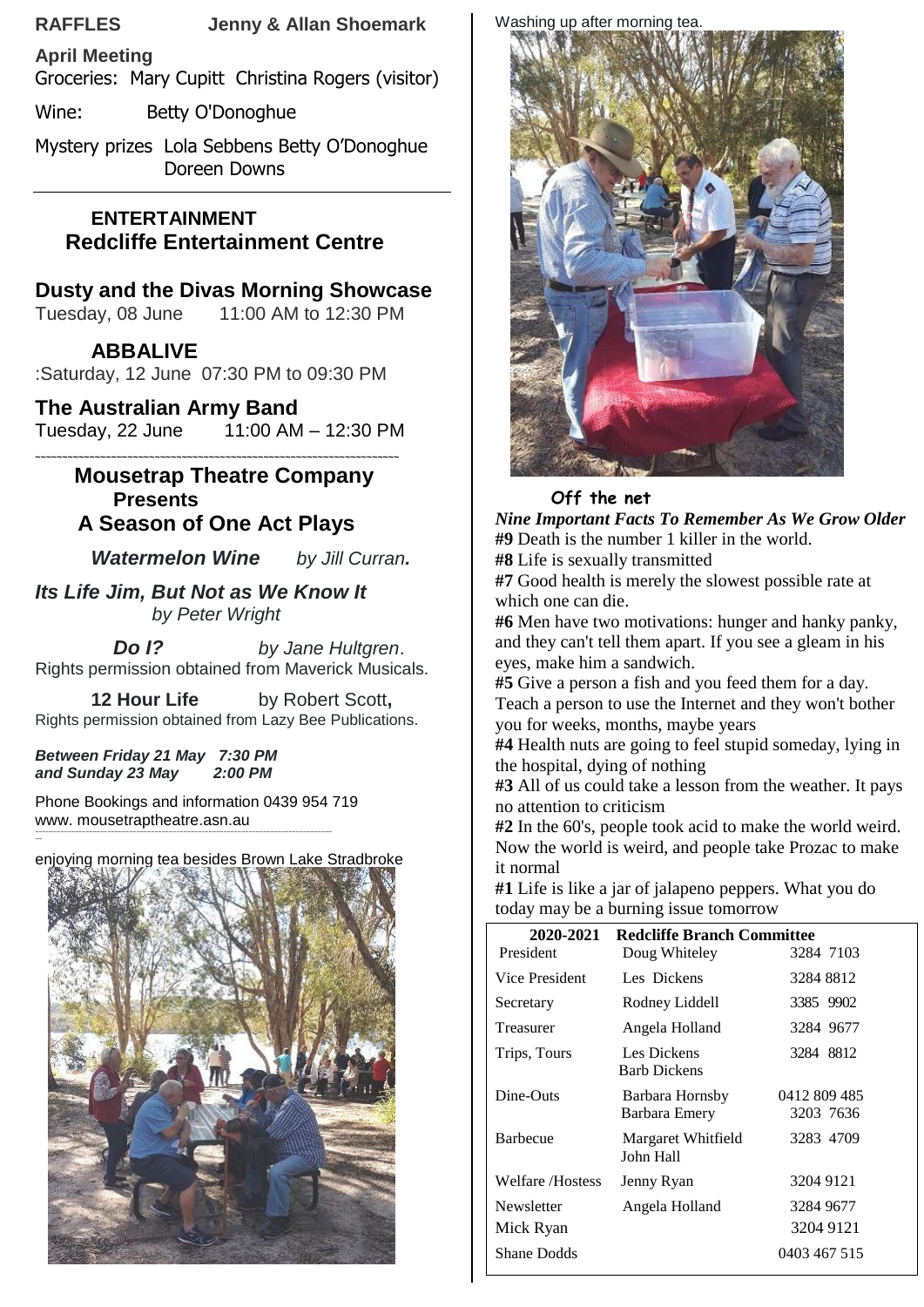**RAFFLES** **Jenny & Allan Shoemark**

**April Meeting**

Groceries: Mary Cupitt Christina Rogers (visitor)

Wine: Betty O'Donoghue

Mystery prizes Lola Sebbens Betty O'Donoghue Doreen Downs

## ENTERTAINMENT
## Redcliffe Entertainment Centre

**Dusty and the Divas Morning Showcase**
Tuesday, 08 June 11:00 AM to 12:30 PM

**ABBALIVE**
:Saturday, 12 June 07:30 PM to 09:30 PM

**The Australian Army Band**
Tuesday, 22 June 11:00 AM – 12:30 PM

## Mousetrap Theatre Company Presents
## A Season of One Act Plays

***Watermelon Wine*** *by Jill Curran.*

***Its Life Jim, But Not as We Know It*** *by Peter Wright*

***Do I?*** *by Jane Hultgren*.
Rights permission obtained from Maverick Musicals.

**12 Hour Life** by Robert Scott**,**
Rights permission obtained from Lazy Bee Publications.

***Between Friday 21 May 7:30 PM***
***and Sunday 23 May 2:00 PM***

Phone Bookings and information 0439 954 719
www. mousetraptheatre.asn.au

enjoying morning tea besides Brown Lake Stradbroke

Washing up after morning tea.

**Off the net**

***Nine Important Facts To Remember As We Grow Older***

**#9** Death is the number 1 killer in the world.

**#8** Life is sexually transmitted

**#7** Good health is merely the slowest possible rate at which one can die.

**#6** Men have two motivations: hunger and hanky panky, and they can't tell them apart. If you see a gleam in his eyes, make him a sandwich.

**#5** Give a person a fish and you feed them for a day. Teach a person to use the Internet and they won't bother you for weeks, months, maybe years

**#4** Health nuts are going to feel stupid someday, lying in the hospital, dying of nothing

**#3** All of us could take a lesson from the weather. It pays no attention to criticism

**#2** In the 60's, people took acid to make the world weird. Now the world is weird, and people take Prozac to make it normal

**#1** Life is like a jar of jalapeno peppers. What you do today may be a burning issue tomorrow

| **2020-2021** | **Redcliffe Branch Committee** | |
|---|---|---|
| President | Doug Whiteley | 3284 7103 |
| Vice President | Les Dickens | 3284 8812 |
| Secretary | Rodney Liddell | 3385 9902 |
| Treasurer | Angela Holland | 3284 9677 |
| Trips, Tours | Les Dickens<br>Barb Dickens | 3284 8812 |
| Dine-Outs | Barbara Hornsby<br>Barbara Emery | 0412 809 485<br>3203 7636 |
| Barbecue | Margaret Whitfield<br>John Hall | 3283 4709 |
| Welfare /Hostess | Jenny Ryan | 3204 9121 |
| Newsletter | Angela Holland | 3284 9677 |
| Mick Ryan | | 3204 9121 |
| Shane Dodds | | 0403 467 515 |